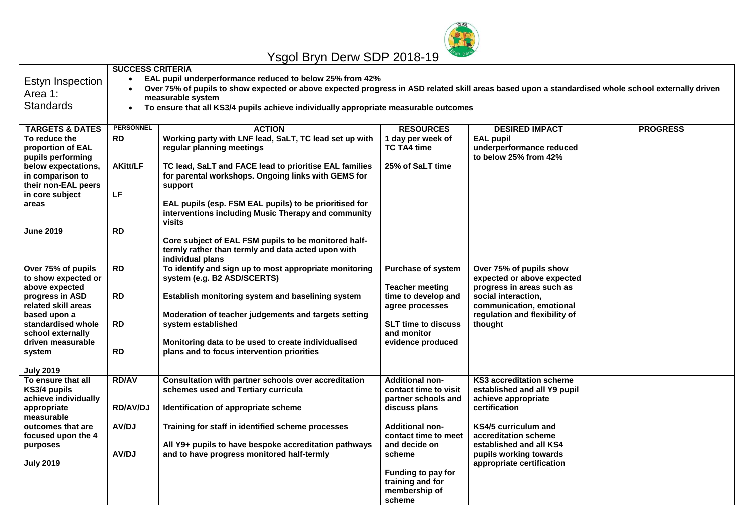# Ysgol Bryn Derw SDP 2018-19

| | |
|---|---|
| Estyn Inspection Area 1: Standards | **SUCCESS CRITERIA**<br>• **EAL pupil underperformance reduced to below 25% from 42%**<br>• **Over 75% of pupils to show expected or above expected progress in ASD related skill areas based upon a standardised whole school externally driven measurable system**<br>• **To ensure that all KS3/4 pupils achieve individually appropriate measurable outcomes** |

| TARGETS & DATES | PERSONNEL | ACTION | RESOURCES | DESIRED IMPACT | PROGRESS |
|---|---|---|---|---|---|
| **To reduce the proportion of EAL pupils performing below expectations, in comparison to their non-EAL peers in core subject areas**<br><br>**June 2019** | **RD**<br><br>**AKitt/LF**<br><br>**LF**<br><br>**RD** | **Working party with LNF lead, SaLT, TC lead set up with regular planning meetings**<br><br>**TC lead, SaLT and FACE lead to prioritise EAL families for parental workshops. Ongoing links with GEMS for support**<br><br>**EAL pupils (esp. FSM EAL pupils) to be prioritised for interventions including Music Therapy and community visits**<br><br>**Core subject of EAL FSM pupils to be monitored half-termly rather than termly and data acted upon with individual plans** | **1 day per week of TC TA4 time**<br><br>**25% of SaLT time** | **EAL pupil underperformance reduced to below 25% from 42%** | |
| **Over 75% of pupils to show expected or above expected progress in ASD related skill areas based upon a standardised whole school externally driven measurable system**<br><br>**July 2019** | **RD**<br><br>**RD**<br><br>**RD**<br><br>**RD** | **To identify and sign up to most appropriate monitoring system (e.g. B2 ASD/SCERTS)**<br><br>**Establish monitoring system and baselining system**<br><br>**Moderation of teacher judgements and targets setting system established**<br><br>**Monitoring data to be used to create individualised plans and to focus intervention priorities** | **Purchase of system**<br><br>**Teacher meeting time to develop and agree processes**<br><br>**SLT time to discuss and monitor evidence produced** | **Over 75% of pupils show expected or above expected progress in areas such as social interaction, communication, emotional regulation and flexibility of thought** | |
| **To ensure that all KS3/4 pupils achieve individually appropriate measurable outcomes that are focused upon the 4 purposes**<br><br>**July 2019** | **RD/AV**<br><br>**RD/AV/DJ**<br><br>**AV/DJ**<br><br>**AV/DJ** | **Consultation with partner schools over accreditation schemes used and Tertiary curricula**<br><br>**Identification of appropriate scheme**<br><br>**Training for staff in identified scheme processes**<br><br>**All Y9+ pupils to have bespoke accreditation pathways and to have progress monitored half-termly** | **Additional non-contact time to visit partner schools and discuss plans**<br><br>**Additional non-contact time to meet and decide on scheme**<br><br>**Funding to pay for training and for membership of scheme** | **KS3 accreditation scheme established and all Y9 pupil achieve appropriate certification**<br><br>**KS4/5 curriculum and accreditation scheme established and all KS4 pupils working towards appropriate certification** | |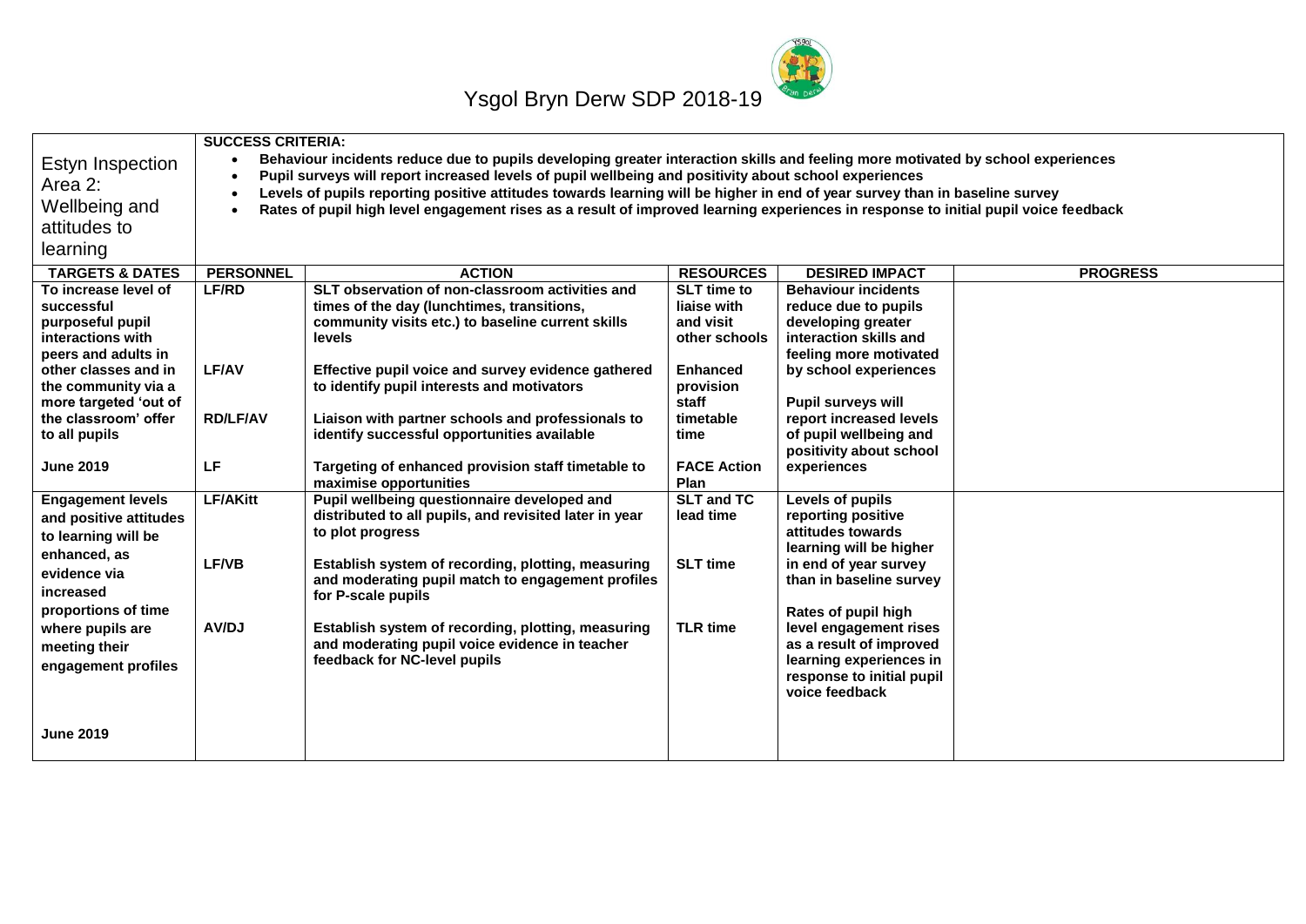# Ysgol Bryn Derw SDP 2018-19

| Estyn Inspection Area 2: Wellbeing and attitudes to learning | **SUCCESS CRITERIA:**<br>• **Behaviour incidents reduce due to pupils developing greater interaction skills and feeling more motivated by school experiences**<br>• **Pupil surveys will report increased levels of pupil wellbeing and positivity about school experiences**<br>• **Levels of pupils reporting positive attitudes towards learning will be higher in end of year survey than in baseline survey**<br>• **Rates of pupil high level engagement rises as a result of improved learning experiences in response to initial pupil voice feedback** | | | | |
|---|---|---|---|---|---|
| **TARGETS & DATES** | **PERSONNEL** | **ACTION** | **RESOURCES** | **DESIRED IMPACT** | **PROGRESS** |
| **To increase level of successful purposeful pupil interactions with peers and adults in other classes and in the community via a more targeted 'out of the classroom' offer to all pupils**<br><br>**June 2019** | **LF/RD**<br><br>**LF/AV**<br><br>**RD/LF/AV**<br><br>**LF** | **SLT observation of non-classroom activities and times of the day (lunchtimes, transitions, community visits etc.) to baseline current skills levels**<br><br>**Effective pupil voice and survey evidence gathered to identify pupil interests and motivators**<br><br>**Liaison with partner schools and professionals to identify successful opportunities available**<br><br>**Targeting of enhanced provision staff timetable to maximise opportunities** | **SLT time to liaise with and visit other schools**<br><br>**Enhanced provision staff timetable time**<br><br>**FACE Action Plan** | **Behaviour incidents reduce due to pupils developing greater interaction skills and feeling more motivated by school experiences**<br><br>**Pupil surveys will report increased levels of pupil wellbeing and positivity about school experiences** | |
| **Engagement levels and positive attitudes to learning will be enhanced, as evidence via increased proportions of time where pupils are meeting their engagement profiles**<br><br>**June 2019** | **LF/AKitt**<br><br>**LF/VB**<br><br>**AV/DJ** | **Pupil wellbeing questionnaire developed and distributed to all pupils, and revisited later in year to plot progress**<br><br>**Establish system of recording, plotting, measuring and moderating pupil match to engagement profiles for P-scale pupils**<br><br>**Establish system of recording, plotting, measuring and moderating pupil voice evidence in teacher feedback for NC-level pupils** | **SLT and TC lead time**<br><br>**SLT time**<br><br>**TLR time** | **Levels of pupils reporting positive attitudes towards learning will be higher in end of year survey than in baseline survey**<br><br>**Rates of pupil high level engagement rises as a result of improved learning experiences in response to initial pupil voice feedback** | |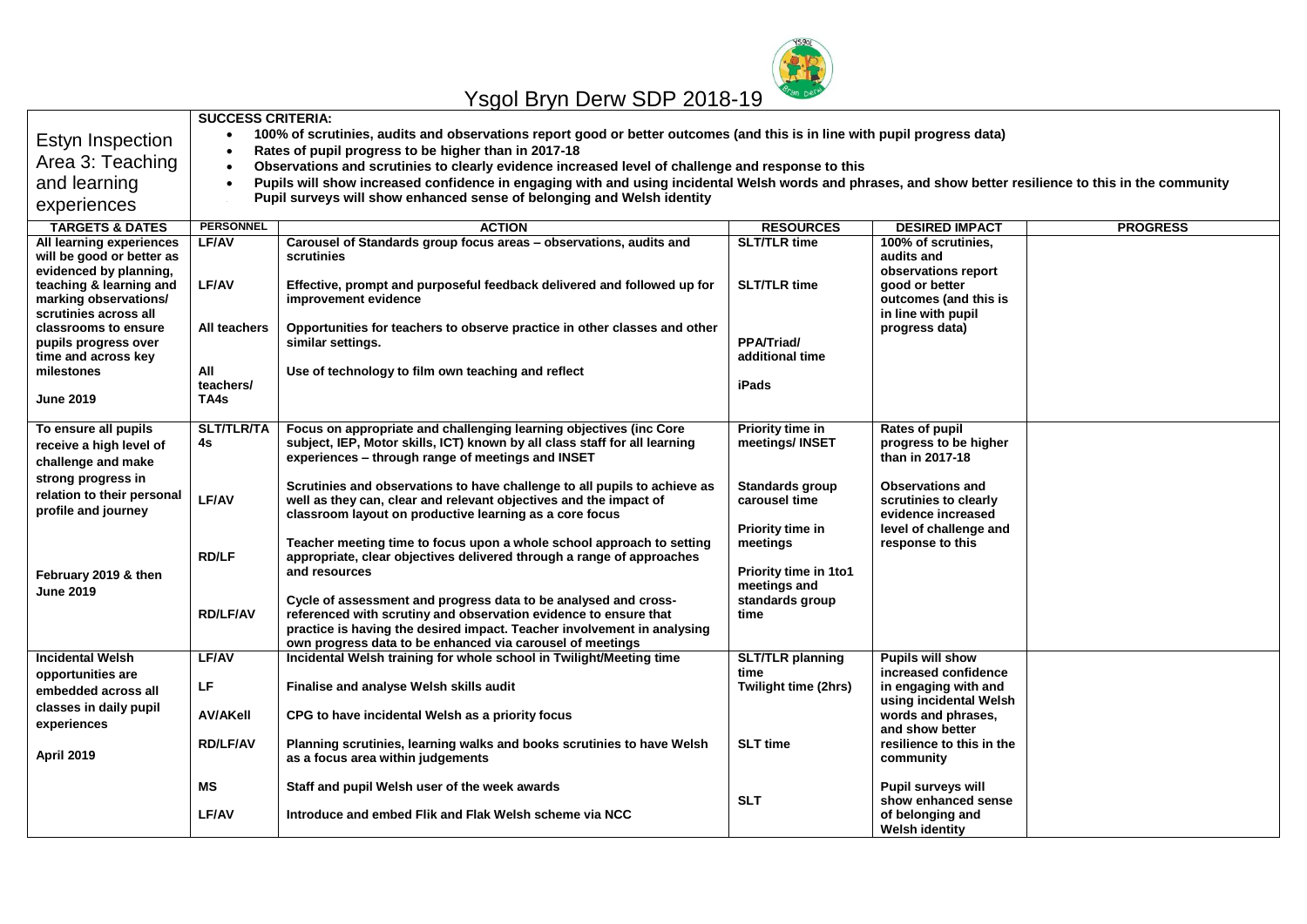# Ysgol Bryn Derw SDP 2018-19

| Estyn Inspection Area 3: Teaching and learning experiences | **SUCCESS CRITERIA:**<br>• **100% of scrutinies, audits and observations report good or better outcomes (and this is in line with pupil progress data)**<br>• **Rates of pupil progress to be higher than in 2017-18**<br>• **Observations and scrutinies to clearly evidence increased level of challenge and response to this**<br>• **Pupils will show increased confidence in engaging with and using incidental Welsh words and phrases, and show better resilience to this in the community**<br>**Pupil surveys will show enhanced sense of belonging and Welsh identity** |
|---|---|

| TARGETS & DATES | PERSONNEL | ACTION | RESOURCES | DESIRED IMPACT | PROGRESS |
|---|---|---|---|---|---|
| **All learning experiences will be good or better as evidenced by planning, teaching & learning and marking observations/ scrutinies across all classrooms to ensure pupils progress over time and across key milestones**<br><br>**June 2019** | **LF/AV**<br><br>**LF/AV**<br><br>**All teachers**<br><br>**All teachers/ TA4s** | **Carousel of Standards group focus areas – observations, audits and scrutinies**<br><br>**Effective, prompt and purposeful feedback delivered and followed up for improvement evidence**<br><br>**Opportunities for teachers to observe practice in other classes and other similar settings.**<br><br>**Use of technology to film own teaching and reflect** | **SLT/TLR time**<br><br>**SLT/TLR time**<br><br>**PPA/Triad/ additional time**<br><br>**iPads** | **100% of scrutinies, audits and observations report good or better outcomes (and this is in line with pupil progress data)** | |
| **To ensure all pupils receive a high level of challenge and make strong progress in relation to their personal profile and journey**<br><br>**February 2019 & then June 2019** | **SLT/TLR/TA 4s**<br><br>**LF/AV**<br><br>**RD/LF**<br><br>**RD/LF/AV** | **Focus on appropriate and challenging learning objectives (inc Core subject, IEP, Motor skills, ICT) known by all class staff for all learning experiences – through range of meetings and INSET**<br><br>**Scrutinies and observations to have challenge to all pupils to achieve as well as they can, clear and relevant objectives and the impact of classroom layout on productive learning as a core focus**<br><br>**Teacher meeting time to focus upon a whole school approach to setting appropriate, clear objectives delivered through a range of approaches and resources**<br><br>**Cycle of assessment and progress data to be analysed and cross-referenced with scrutiny and observation evidence to ensure that practice is having the desired impact. Teacher involvement in analysing own progress data to be enhanced via carousel of meetings** | **Priority time in meetings/ INSET**<br><br>**Standards group carousel time**<br><br>**Priority time in meetings**<br><br>**Priority time in 1to1 meetings and standards group time** | **Rates of pupil progress to be higher than in 2017-18**<br><br>**Observations and scrutinies to clearly evidence increased level of challenge and response to this** | |
| **Incidental Welsh opportunities are embedded across all classes in daily pupil experiences**<br><br>**April 2019** | **LF/AV**<br><br>**LF**<br><br>**AV/AKell**<br><br>**RD/LF/AV**<br><br>**MS**<br><br>**LF/AV** | **Incidental Welsh training for whole school in Twilight/Meeting time**<br><br>**Finalise and analyse Welsh skills audit**<br><br>**CPG to have incidental Welsh as a priority focus**<br><br>**Planning scrutinies, learning walks and books scrutinies to have Welsh as a focus area within judgements**<br><br>**Staff and pupil Welsh user of the week awards**<br><br>**Introduce and embed Flik and Flak Welsh scheme via NCC** | **SLT/TLR planning time**<br>**Twilight time (2hrs)**<br><br>**SLT time**<br><br>**SLT** | **Pupils will show increased confidence in engaging with and using incidental Welsh words and phrases, and show better resilience to this in the community**<br><br>**Pupil surveys will show enhanced sense of belonging and Welsh identity** | |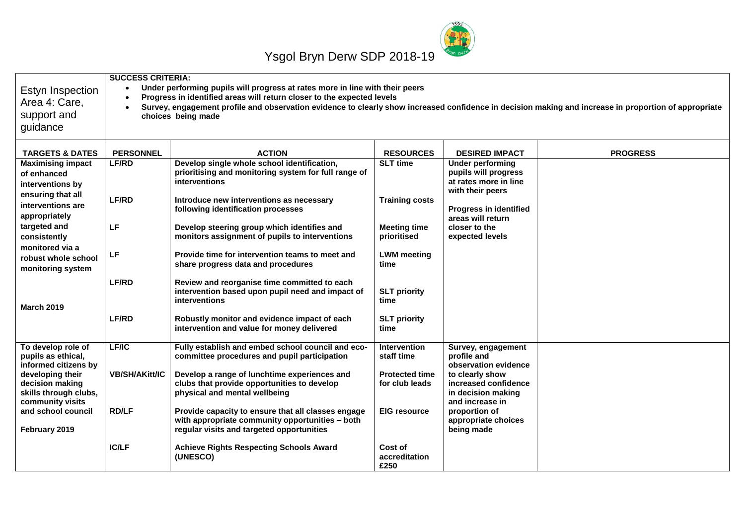# Ysgol Bryn Derw SDP 2018-19

| Estyn Inspection Area 4: Care, support and guidance | **SUCCESS CRITERIA:**<br>• **Under performing pupils will progress at rates more in line with their peers**<br>• **Progress in identified areas will return closer to the expected levels**<br>• **Survey, engagement profile and observation evidence to clearly show increased confidence in decision making and increase in proportion of appropriate choices being made** |
|---|---|

| TARGETS & DATES | PERSONNEL | ACTION | RESOURCES | DESIRED IMPACT | PROGRESS |
|---|---|---|---|---|---|
| **Maximising impact of enhanced interventions by ensuring that all interventions are appropriately targeted and consistently monitored via a robust whole school monitoring system**<br><br>**March 2019** | **LF/RD** | **Develop single whole school identification, prioritising and monitoring system for full range of interventions** | **SLT time** | **Under performing pupils will progress at rates more in line with their peers**<br><br>**Progress in identified areas will return closer to the expected levels** | |
| | **LF/RD** | **Introduce new interventions as necessary following identification processes** | **Training costs** | | |
| | **LF** | **Develop steering group which identifies and monitors assignment of pupils to interventions** | **Meeting time prioritised** | | |
| | **LF** | **Provide time for intervention teams to meet and share progress data and procedures** | **LWM meeting time** | | |
| | **LF/RD** | **Review and reorganise time committed to each intervention based upon pupil need and impact of interventions** | **SLT priority time** | | |
| | **LF/RD** | **Robustly monitor and evidence impact of each intervention and value for money delivered** | **SLT priority time** | | |
| **To develop role of pupils as ethical, informed citizens by developing their decision making skills through clubs, community visits and school council**<br><br>**February 2019** | **LF/IC** | **Fully establish and embed school council and eco-committee procedures and pupil participation** | **Intervention staff time** | **Survey, engagement profile and observation evidence to clearly show increased confidence in decision making and increase in proportion of appropriate choices being made** | |
| | **VB/SH/AKitt/IC** | **Develop a range of lunchtime experiences and clubs that provide opportunities to develop physical and mental wellbeing** | **Protected time for club leads** | | |
| | **RD/LF** | **Provide capacity to ensure that all classes engage with appropriate community opportunities – both regular visits and targeted opportunities** | **EIG resource** | | |
| | **IC/LF** | **Achieve Rights Respecting Schools Award (UNESCO)** | **Cost of accreditation £250** | | |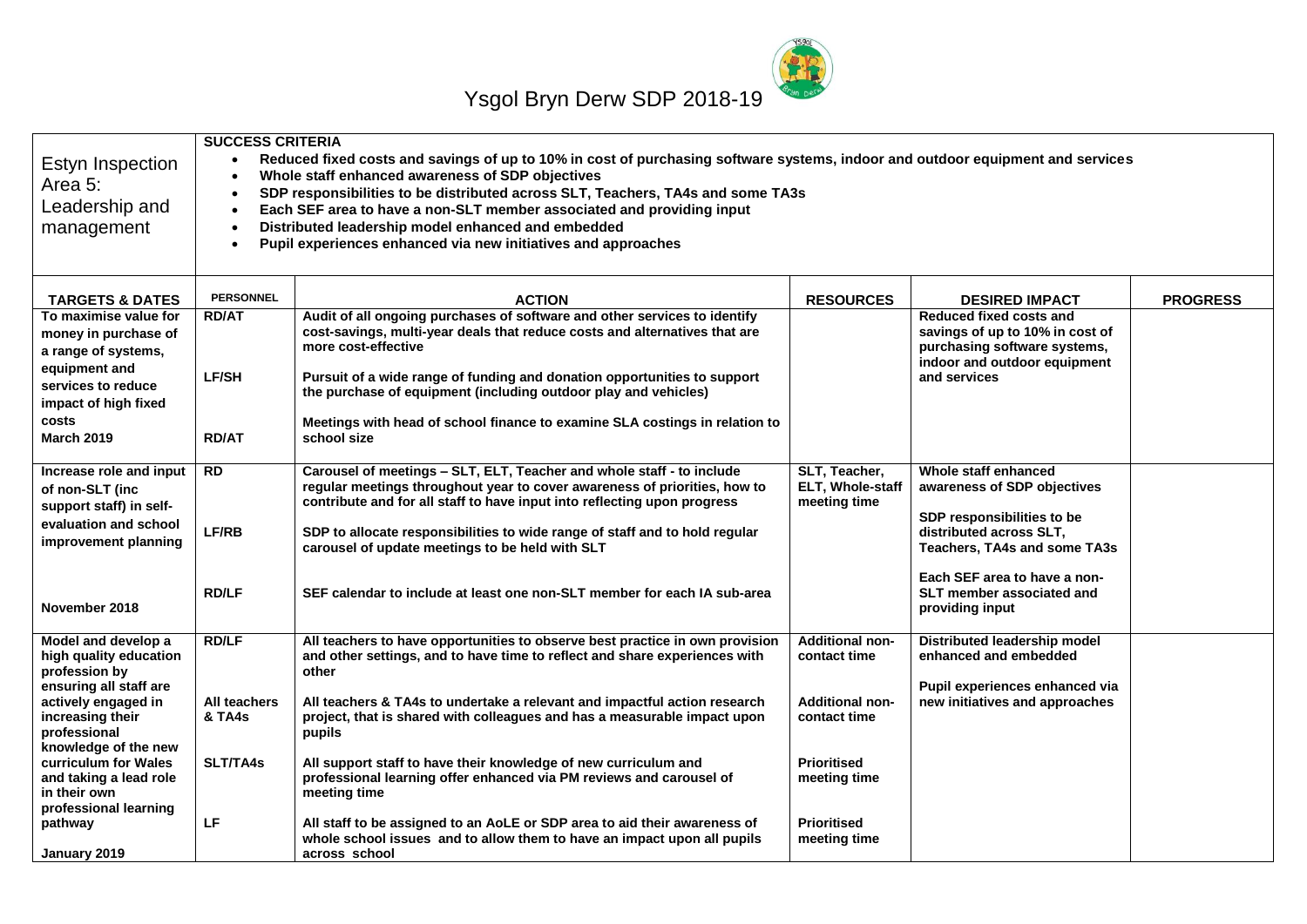# Ysgol Bryn Derw SDP 2018-19

| Estyn Inspection Area 5: Leadership and management | **SUCCESS CRITERIA**<br>• Reduced fixed costs and savings of up to 10% in cost of purchasing software systems, indoor and outdoor equipment and services<br>• Whole staff enhanced awareness of SDP objectives<br>• SDP responsibilities to be distributed across SLT, Teachers, TA4s and some TA3s<br>• Each SEF area to have a non-SLT member associated and providing input<br>• Distributed leadership model enhanced and embedded<br>• Pupil experiences enhanced via new initiatives and approaches |
|---|---|

| TARGETS & DATES | PERSONNEL | ACTION | RESOURCES | DESIRED IMPACT | PROGRESS |
|---|---|---|---|---|---|
| **To maximise value for money in purchase of a range of systems, equipment and services to reduce impact of high fixed costs**<br>**March 2019** | **RD/AT**<br><br>**LF/SH**<br><br>**RD/AT** | **Audit of all ongoing purchases of software and other services to identify cost-savings, multi-year deals that reduce costs and alternatives that are more cost-effective**<br><br>**Pursuit of a wide range of funding and donation opportunities to support the purchase of equipment (including outdoor play and vehicles)**<br><br>**Meetings with head of school finance to examine SLA costings in relation to school size** | | **Reduced fixed costs and savings of up to 10% in cost of purchasing software systems, indoor and outdoor equipment and services** | |
| **Increase role and input of non-SLT (inc support staff) in self-evaluation and school improvement planning**<br><br>**November 2018** | **RD**<br><br>**LF/RB**<br><br>**RD/LF** | **Carousel of meetings – SLT, ELT, Teacher and whole staff - to include regular meetings throughout year to cover awareness of priorities, how to contribute and for all staff to have input into reflecting upon progress**<br><br>**SDP to allocate responsibilities to wide range of staff and to hold regular carousel of update meetings to be held with SLT**<br><br>**SEF calendar to include at least one non-SLT member for each IA sub-area** | **SLT, Teacher, ELT, Whole-staff meeting time** | **Whole staff enhanced awareness of SDP objectives**<br><br>**SDP responsibilities to be distributed across SLT, Teachers, TA4s and some TA3s**<br><br>**Each SEF area to have a non-SLT member associated and providing input** | |
| **Model and develop a high quality education profession by ensuring all staff are actively engaged in increasing their professional knowledge of the new curriculum for Wales and taking a lead role in their own professional learning pathway**<br><br>**January 2019** | **RD/LF**<br><br>**All teachers & TA4s**<br><br>**SLT/TA4s**<br><br>**LF** | **All teachers to have opportunities to observe best practice in own provision and other settings, and to have time to reflect and share experiences with other**<br><br>**All teachers & TA4s to undertake a relevant and impactful action research project, that is shared with colleagues and has a measurable impact upon pupils**<br><br>**All support staff to have their knowledge of new curriculum and professional learning offer enhanced via PM reviews and carousel of meeting time**<br><br>**All staff to be assigned to an AoLE or SDP area to aid their awareness of whole school issues and to allow them to have an impact upon all pupils across school** | **Additional non-contact time**<br><br>**Additional non-contact time**<br><br>**Prioritised meeting time**<br><br>**Prioritised meeting time** | **Distributed leadership model enhanced and embedded**<br><br>**Pupil experiences enhanced via new initiatives and approaches** | |